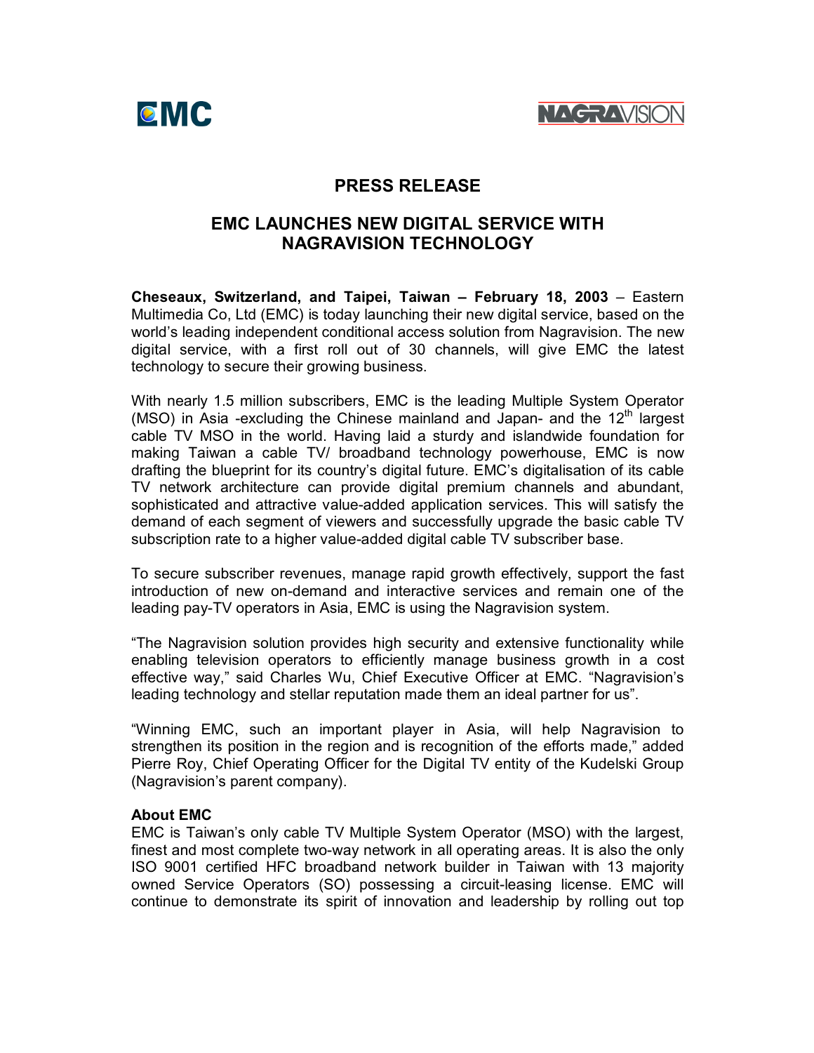EMC

NAGRAVISION

# PRESS RELEASE

## EMC LAUNCHES NEW DIGITAL SERVICE WITH NAGRAVISION TECHNOLOGY

**Cheseaux, Switzerland, and Taipei, Taiwan – February 18, 2003** – Eastern Multimedia Co, Ltd (EMC) is today launching their new digital service, based on the world's leading independent conditional access solution from Nagravision. The new digital service, with a first roll out of 30 channels, will give EMC the latest technology to secure their growing business.

With nearly 1.5 million subscribers, EMC is the leading Multiple System Operator (MSO) in Asia -excluding the Chinese mainland and Japan- and the 12th largest cable TV MSO in the world. Having laid a sturdy and islandwide foundation for making Taiwan a cable TV/ broadband technology powerhouse, EMC is now drafting the blueprint for its country's digital future. EMC's digitalisation of its cable TV network architecture can provide digital premium channels and abundant, sophisticated and attractive value-added application services. This will satisfy the demand of each segment of viewers and successfully upgrade the basic cable TV subscription rate to a higher value-added digital cable TV subscriber base.

To secure subscriber revenues, manage rapid growth effectively, support the fast introduction of new on-demand and interactive services and remain one of the leading pay-TV operators in Asia, EMC is using the Nagravision system.

"The Nagravision solution provides high security and extensive functionality while enabling television operators to efficiently manage business growth in a cost effective way," said Charles Wu, Chief Executive Officer at EMC. "Nagravision's leading technology and stellar reputation made them an ideal partner for us".

"Winning EMC, such an important player in Asia, will help Nagravision to strengthen its position in the region and is recognition of the efforts made," added Pierre Roy, Chief Operating Officer for the Digital TV entity of the Kudelski Group (Nagravision's parent company).

**About EMC**

EMC is Taiwan's only cable TV Multiple System Operator (MSO) with the largest, finest and most complete two-way network in all operating areas. It is also the only ISO 9001 certified HFC broadband network builder in Taiwan with 13 majority owned Service Operators (SO) possessing a circuit-leasing license. EMC will continue to demonstrate its spirit of innovation and leadership by rolling out top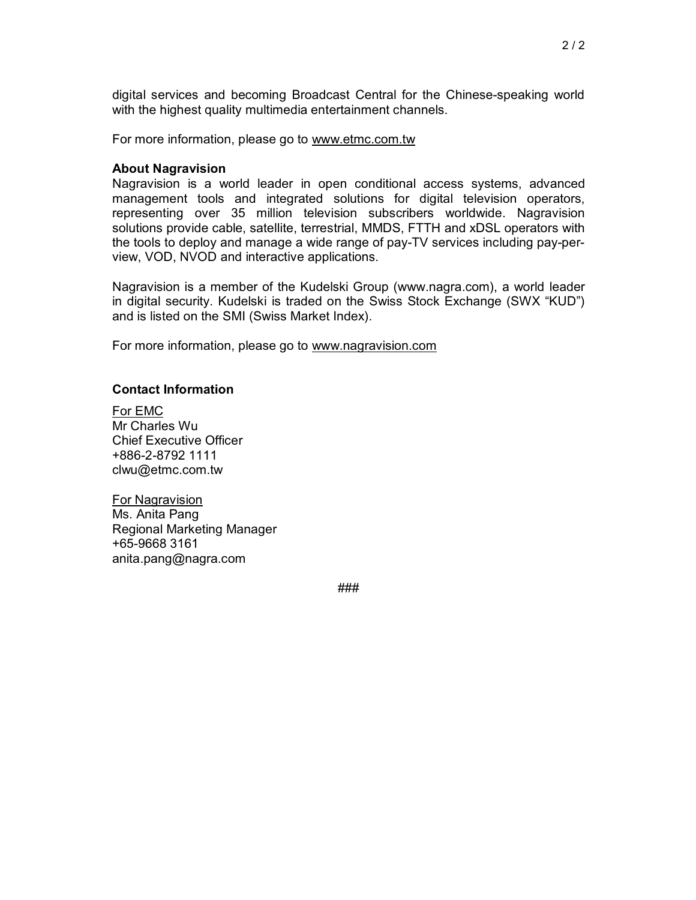digital services and becoming Broadcast Central for the Chinese-speaking world with the highest quality multimedia entertainment channels.

For more information, please go to www.etmc.com.tw

**About Nagravision**
Nagravision is a world leader in open conditional access systems, advanced management tools and integrated solutions for digital television operators, representing over 35 million television subscribers worldwide. Nagravision solutions provide cable, satellite, terrestrial, MMDS, FTTH and xDSL operators with the tools to deploy and manage a wide range of pay-TV services including pay-per-view, VOD, NVOD and interactive applications.

Nagravision is a member of the Kudelski Group (www.nagra.com), a world leader in digital security. Kudelski is traded on the Swiss Stock Exchange (SWX "KUD") and is listed on the SMI (Swiss Market Index).

For more information, please go to www.nagravision.com

**Contact Information**

For EMC
Mr Charles Wu
Chief Executive Officer
+886-2-8792 1111
clwu@etmc.com.tw

For Nagravision
Ms. Anita Pang
Regional Marketing Manager
+65-9668 3161
anita.pang@nagra.com

###